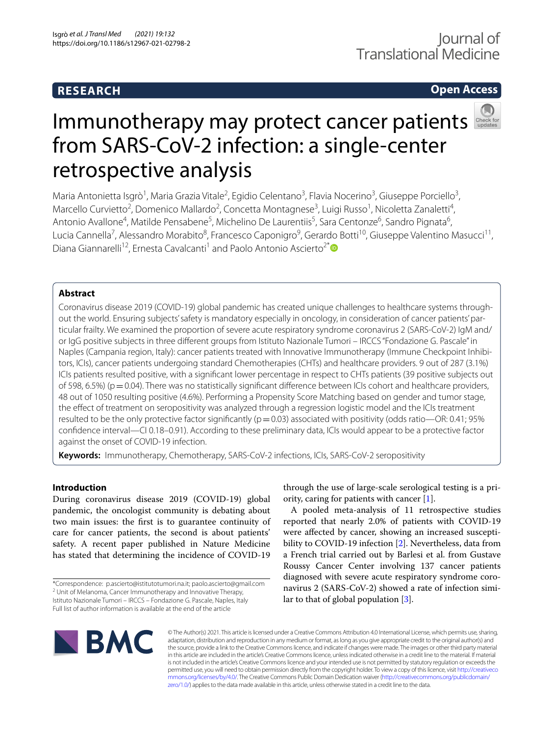RESEARCH

Open Access

# Immunotherapy may protect cancer patients from SARS-CoV-2 infection: a single-center retrospective analysis

Maria Antonietta Isgrò[1], Maria Grazia Vitale[2], Egidio Celentano[3], Flavia Nocerino[3], Giuseppe Porciello[3], Marcello Curvietto[2], Domenico Mallardo[2], Concetta Montagnese[3], Luigi Russo[1], Nicoletta Zanaletti[4], Antonio Avallone[4], Matilde Pensabene[5], Michelino De Laurentiis[5], Sara Centonze[6], Sandro Pignata[6], Lucia Cannella[7], Alessandro Morabito[8], Francesco Caponigro[9], Gerardo Botti[10], Giuseppe Valentino Masucci[11], Diana Giannarelli[12], Ernesta Cavalcanti[1] and Paolo Antonio Ascierto[2*]

## Abstract

Coronavirus disease 2019 (COVID-19) global pandemic has created unique challenges to healthcare systems throughout the world. Ensuring subjects' safety is mandatory especially in oncology, in consideration of cancer patients' particular frailty. We examined the proportion of severe acute respiratory syndrome coronavirus 2 (SARS-CoV-2) IgM and/or IgG positive subjects in three different groups from Istituto Nazionale Tumori – IRCCS "Fondazione G. Pascale" in Naples (Campania region, Italy): cancer patients treated with Innovative Immunotherapy (Immune Checkpoint Inhibitors, ICIs), cancer patients undergoing standard Chemotherapies (CHTs) and healthcare providers. 9 out of 287 (3.1%) ICIs patients resulted positive, with a significant lower percentage in respect to CHTs patients (39 positive subjects out of 598, 6.5%) ($p = 0.04$). There was no statistically significant difference between ICIs cohort and healthcare providers, 48 out of 1050 resulting positive (4.6%). Performing a Propensity Score Matching based on gender and tumor stage, the effect of treatment on seropositivity was analyzed through a regression logistic model and the ICIs treatment resulted to be the only protective factor significantly ($p = 0.03$) associated with positivity (odds ratio—OR: 0.41; 95% confidence interval—CI 0.18–0.91). According to these preliminary data, ICIs would appear to be a protective factor against the onset of COVID-19 infection.

**Keywords:** Immunotherapy, Chemotherapy, SARS-CoV-2 infections, ICIs, SARS-CoV-2 seropositivity

## Introduction

During coronavirus disease 2019 (COVID-19) global pandemic, the oncologist community is debating about two main issues: the first is to guarantee continuity of care for cancer patients, the second is about patients' safety. A recent paper published in Nature Medicine has stated that determining the incidence of COVID-19 through the use of large-scale serological testing is a priority, caring for patients with cancer [1].

A pooled meta-analysis of 11 retrospective studies reported that nearly 2.0% of patients with COVID-19 were affected by cancer, showing an increased susceptibility to COVID-19 infection [2]. Nevertheless, data from a French trial carried out by Barlesi et al. from Gustave Roussy Cancer Center involving 137 cancer patients diagnosed with severe acute respiratory syndrome coronavirus 2 (SARS-CoV-2) showed a rate of infection similar to that of global population [3].

*Correspondence: p.ascierto@istitutotumori.na.it; paolo.ascierto@gmail.com
[2] Unit of Melanoma, Cancer Immunotherapy and Innovative Therapy, Istituto Nazionale Tumori – IRCCS – Fondazione G. Pascale, Naples, Italy
Full list of author information is available at the end of the article

© The Author(s) 2021. This article is licensed under a Creative Commons Attribution 4.0 International License, which permits use, sharing, adaptation, distribution and reproduction in any medium or format, as long as you give appropriate credit to the original author(s) and the source, provide a link to the Creative Commons licence, and indicate if changes were made. The images or other third party material in this article are included in the article's Creative Commons licence, unless indicated otherwise in a credit line to the material. If material is not included in the article's Creative Commons licence and your intended use is not permitted by statutory regulation or exceeds the permitted use, you will need to obtain permission directly from the copyright holder. To view a copy of this licence, visit http://creativecommons.org/licenses/by/4.0/. The Creative Commons Public Domain Dedication waiver (http://creativecommons.org/publicdomain/zero/1.0/) applies to the data made available in this article, unless otherwise stated in a credit line to the data.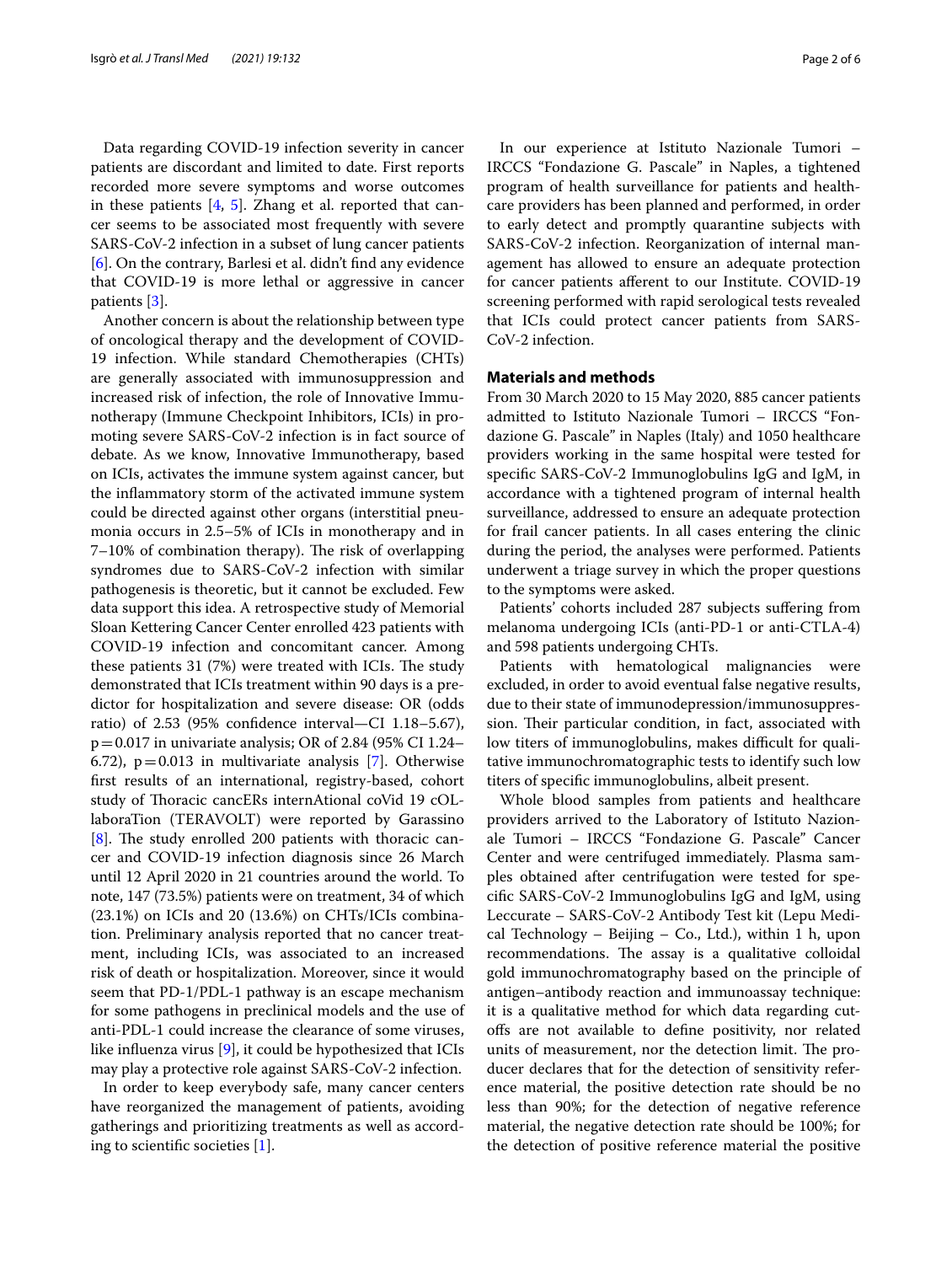Data regarding COVID-19 infection severity in cancer patients are discordant and limited to date. First reports recorded more severe symptoms and worse outcomes in these patients [4, 5]. Zhang et al. reported that cancer seems to be associated most frequently with severe SARS-CoV-2 infection in a subset of lung cancer patients [6]. On the contrary, Barlesi et al. didn't find any evidence that COVID-19 is more lethal or aggressive in cancer patients [3].

Another concern is about the relationship between type of oncological therapy and the development of COVID-19 infection. While standard Chemotherapies (CHTs) are generally associated with immunosuppression and increased risk of infection, the role of Innovative Immunotherapy (Immune Checkpoint Inhibitors, ICIs) in promoting severe SARS-CoV-2 infection is in fact source of debate. As we know, Innovative Immunotherapy, based on ICIs, activates the immune system against cancer, but the inflammatory storm of the activated immune system could be directed against other organs (interstitial pneumonia occurs in 2.5–5% of ICIs in monotherapy and in 7–10% of combination therapy). The risk of overlapping syndromes due to SARS-CoV-2 infection with similar pathogenesis is theoretic, but it cannot be excluded. Few data support this idea. A retrospective study of Memorial Sloan Kettering Cancer Center enrolled 423 patients with COVID-19 infection and concomitant cancer. Among these patients 31 (7%) were treated with ICIs. The study demonstrated that ICIs treatment within 90 days is a predictor for hospitalization and severe disease: OR (odds ratio) of 2.53 (95% confidence interval—CI 1.18–5.67), $p=0.017$ in univariate analysis; OR of 2.84 (95% CI 1.24–6.72), $p=0.013$ in multivariate analysis [7]. Otherwise first results of an international, registry-based, cohort study of Thoracic cancERs internAtional coVid 19 cOLlaboraTion (TERAVOLT) were reported by Garassino [8]. The study enrolled 200 patients with thoracic cancer and COVID-19 infection diagnosis since 26 March until 12 April 2020 in 21 countries around the world. To note, 147 (73.5%) patients were on treatment, 34 of which (23.1%) on ICIs and 20 (13.6%) on CHTs/ICIs combination. Preliminary analysis reported that no cancer treatment, including ICIs, was associated to an increased risk of death or hospitalization. Moreover, since it would seem that PD-1/PDL-1 pathway is an escape mechanism for some pathogens in preclinical models and the use of anti-PDL-1 could increase the clearance of some viruses, like influenza virus [9], it could be hypothesized that ICIs may play a protective role against SARS-CoV-2 infection.

In order to keep everybody safe, many cancer centers have reorganized the management of patients, avoiding gatherings and prioritizing treatments as well as according to scientific societies [1].

In our experience at Istituto Nazionale Tumori – IRCCS "Fondazione G. Pascale" in Naples, a tightened program of health surveillance for patients and healthcare providers has been planned and performed, in order to early detect and promptly quarantine subjects with SARS-CoV-2 infection. Reorganization of internal management has allowed to ensure an adequate protection for cancer patients afferent to our Institute. COVID-19 screening performed with rapid serological tests revealed that ICIs could protect cancer patients from SARS-CoV-2 infection.

## Materials and methods

From 30 March 2020 to 15 May 2020, 885 cancer patients admitted to Istituto Nazionale Tumori – IRCCS "Fondazione G. Pascale" in Naples (Italy) and 1050 healthcare providers working in the same hospital were tested for specific SARS-CoV-2 Immunoglobulins IgG and IgM, in accordance with a tightened program of internal health surveillance, addressed to ensure an adequate protection for frail cancer patients. In all cases entering the clinic during the period, the analyses were performed. Patients underwent a triage survey in which the proper questions to the symptoms were asked.

Patients' cohorts included 287 subjects suffering from melanoma undergoing ICIs (anti-PD-1 or anti-CTLA-4) and 598 patients undergoing CHTs.

Patients with hematological malignancies were excluded, in order to avoid eventual false negative results, due to their state of immunodepression/immunosuppression. Their particular condition, in fact, associated with low titers of immunoglobulins, makes difficult for qualitative immunochromatographic tests to identify such low titers of specific immunoglobulins, albeit present.

Whole blood samples from patients and healthcare providers arrived to the Laboratory of Istituto Nazionale Tumori – IRCCS "Fondazione G. Pascale" Cancer Center and were centrifuged immediately. Plasma samples obtained after centrifugation were tested for specific SARS-CoV-2 Immunoglobulins IgG and IgM, using Leccurate – SARS-CoV-2 Antibody Test kit (Lepu Medical Technology – Beijing – Co., Ltd.), within 1 h, upon recommendations. The assay is a qualitative colloidal gold immunochromatography based on the principle of antigen–antibody reaction and immunoassay technique: it is a qualitative method for which data regarding cut-offs are not available to define positivity, nor related units of measurement, nor the detection limit. The producer declares that for the detection of sensitivity reference material, the positive detection rate should be no less than 90%; for the detection of negative reference material, the negative detection rate should be 100%; for the detection of positive reference material the positive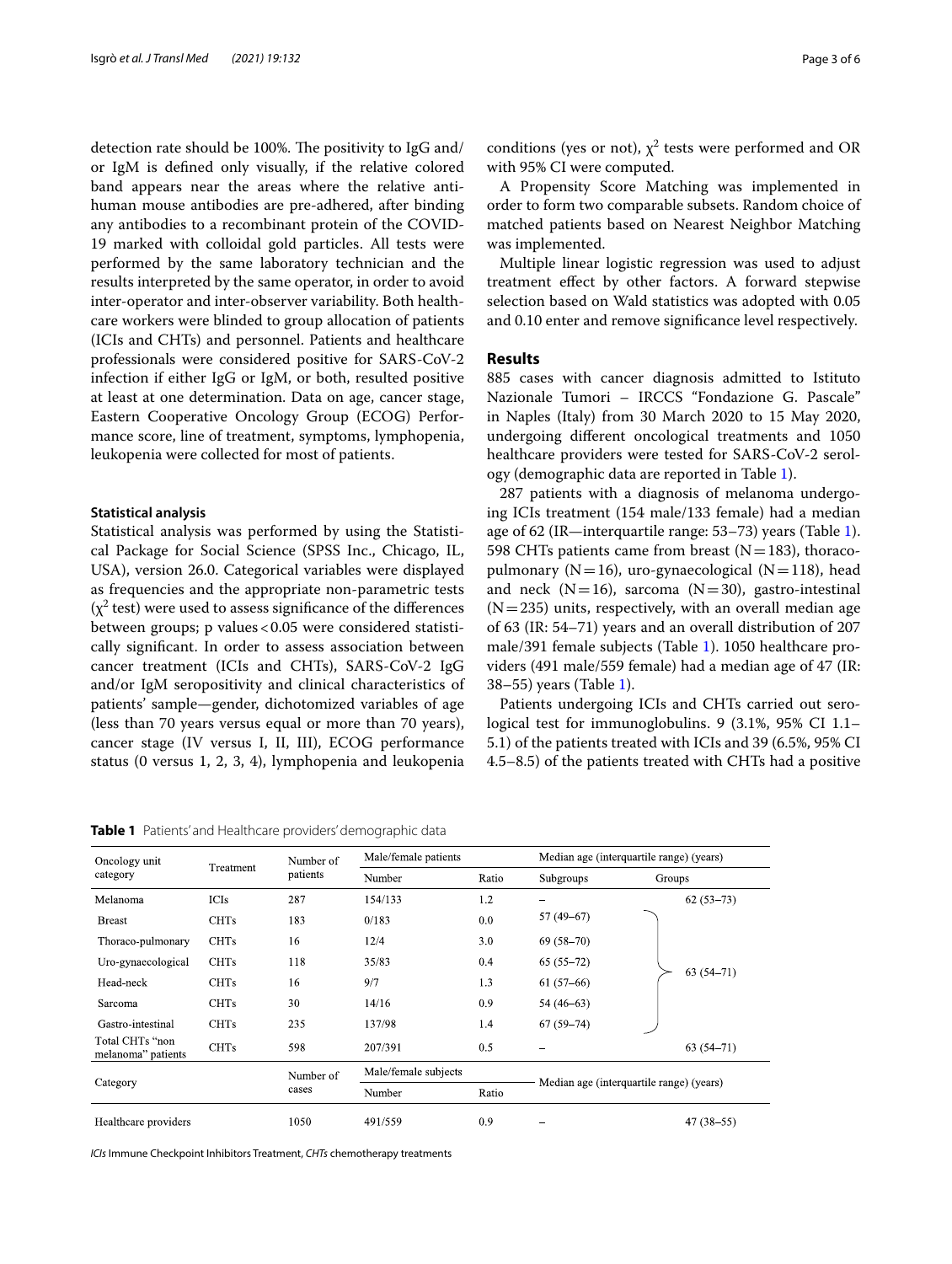detection rate should be 100%. The positivity to IgG and/or IgM is defined only visually, if the relative colored band appears near the areas where the relative anti-human mouse antibodies are pre-adhered, after binding any antibodies to a recombinant protein of the COVID-19 marked with colloidal gold particles. All tests were performed by the same laboratory technician and the results interpreted by the same operator, in order to avoid inter-operator and inter-observer variability. Both healthcare workers were blinded to group allocation of patients (ICIs and CHTs) and personnel. Patients and healthcare professionals were considered positive for SARS-CoV-2 infection if either IgG or IgM, or both, resulted positive at least at one determination. Data on age, cancer stage, Eastern Cooperative Oncology Group (ECOG) Performance score, line of treatment, symptoms, lymphopenia, leukopenia were collected for most of patients.

### Statistical analysis

Statistical analysis was performed by using the Statistical Package for Social Science (SPSS Inc., Chicago, IL, USA), version 26.0. Categorical variables were displayed as frequencies and the appropriate non-parametric tests ($\chi^2$ test) were used to assess significance of the differences between groups; p values < 0.05 were considered statistically significant. In order to assess association between cancer treatment (ICIs and CHTs), SARS-CoV-2 IgG and/or IgM seropositivity and clinical characteristics of patients' sample—gender, dichotomized variables of age (less than 70 years versus equal or more than 70 years), cancer stage (IV versus I, II, III), ECOG performance status (0 versus 1, 2, 3, 4), lymphopenia and leukopenia conditions (yes or not), $\chi^2$ tests were performed and OR with 95% CI were computed.

A Propensity Score Matching was implemented in order to form two comparable subsets. Random choice of matched patients based on Nearest Neighbor Matching was implemented.

Multiple linear logistic regression was used to adjust treatment effect by other factors. A forward stepwise selection based on Wald statistics was adopted with 0.05 and 0.10 enter and remove significance level respectively.

## Results

885 cases with cancer diagnosis admitted to Istituto Nazionale Tumori – IRCCS "Fondazione G. Pascale" in Naples (Italy) from 30 March 2020 to 15 May 2020, undergoing different oncological treatments and 1050 healthcare providers were tested for SARS-CoV-2 serology (demographic data are reported in Table 1).

287 patients with a diagnosis of melanoma undergoing ICIs treatment (154 male/133 female) had a median age of 62 (IR—interquartile range: 53–73) years (Table 1). 598 CHTs patients came from breast (N = 183), thoraco-pulmonary (N = 16), uro-gynaecological (N = 118), head and neck (N = 16), sarcoma (N = 30), gastro-intestinal (N = 235) units, respectively, with an overall median age of 63 (IR: 54–71) years and an overall distribution of 207 male/391 female subjects (Table 1). 1050 healthcare providers (491 male/559 female) had a median age of 47 (IR: 38–55) years (Table 1).

Patients undergoing ICIs and CHTs carried out serological test for immunoglobulins. 9 (3.1%, 95% CI 1.1–5.1) of the patients treated with ICIs and 39 (6.5%, 95% CI 4.5–8.5) of the patients treated with CHTs had a positive

**Table 1** Patients' and Healthcare providers' demographic data

| Oncology unit category | Treatment | Number of patients | Male/female patients | | Median age (interquartile range) (years) | |
|---|---|---|---|---|---|---|
| | | | Number | Ratio | Subgroups | Groups |
| Melanoma | ICIs | 287 | 154/133 | 1.2 | – | 62 (53–73) |
| Breast | CHTs | 183 | 0/183 | 0.0 | 57 (49–67) | 63 (54–71) |
| Thoraco-pulmonary | CHTs | 16 | 12/4 | 3.0 | 69 (58–70) | |
| Uro-gynaecological | CHTs | 118 | 35/83 | 0.4 | 65 (55–72) | |
| Head-neck | CHTs | 16 | 9/7 | 1.3 | 61 (57–66) | |
| Sarcoma | CHTs | 30 | 14/16 | 0.9 | 54 (46–63) | |
| Gastro-intestinal | CHTs | 235 | 137/98 | 1.4 | 67 (59–74) | |
| Total CHTs "non melanoma" patients | CHTs | 598 | 207/391 | 0.5 | – | 63 (54–71) |
| **Category** | | **Number of cases** | **Male/female subjects** | | **Median age (interquartile range) (years)** | |
| | | | Number | Ratio | | |
| Healthcare providers | | 1050 | 491/559 | 0.9 | – | 47 (38–55) |

*ICIs* Immune Checkpoint Inhibitors Treatment, *CHTs* chemotherapy treatments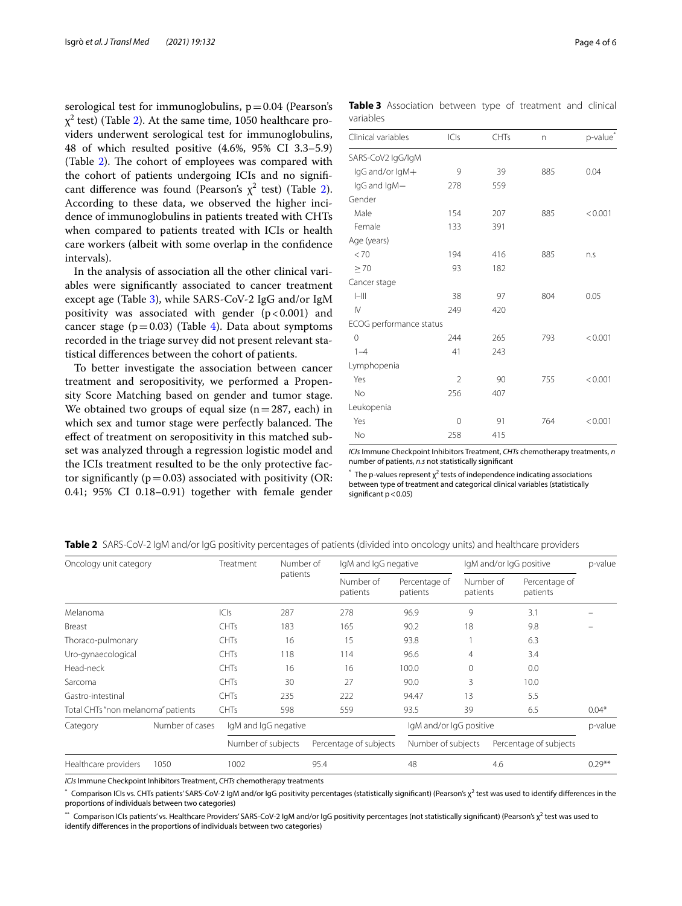serological test for immunoglobulins, $p = 0.04$ (Pearson's $\chi^2$ test) (Table 2). At the same time, 1050 healthcare providers underwent serological test for immunoglobulins, 48 of which resulted positive (4.6%, 95% CI 3.3–5.9) (Table 2). The cohort of employees was compared with the cohort of patients undergoing ICIs and no significant difference was found (Pearson's $\chi^2$ test) (Table 2). According to these data, we observed the higher incidence of immunoglobulins in patients treated with CHTs when compared to patients treated with ICIs or health care workers (albeit with some overlap in the confidence intervals).

In the analysis of association all the other clinical variables were significantly associated to cancer treatment except age (Table 3), while SARS-CoV-2 IgG and/or IgM positivity was associated with gender ($p < 0.001$) and cancer stage ($p = 0.03$) (Table 4). Data about symptoms recorded in the triage survey did not present relevant statistical differences between the cohort of patients.

To better investigate the association between cancer treatment and seropositivity, we performed a Propensity Score Matching based on gender and tumor stage. We obtained two groups of equal size ($n = 287$, each) in which sex and tumor stage were perfectly balanced. The effect of treatment on seropositivity in this matched subset was analyzed through a regression logistic model and the ICIs treatment resulted to be the only protective factor significantly ($p = 0.03$) associated with positivity (OR: 0.41; 95% CI 0.18–0.91) together with female gender

**Table 3** Association between type of treatment and clinical variables

| Clinical variables | ICIs | CHTs | n | p-value* |
|---|---|---|---|---|
| SARS-CoV2 IgG/IgM | | | | |
| IgG and/or IgM+ | 9 | 39 | 885 | 0.04 |
| IgG and IgM− | 278 | 559 | | |
| Gender | | | | |
| Male | 154 | 207 | 885 | < 0.001 |
| Female | 133 | 391 | | |
| Age (years) | | | | |
| < 70 | 194 | 416 | 885 | n.s |
| ≥ 70 | 93 | 182 | | |
| Cancer stage | | | | |
| I–III | 38 | 97 | 804 | 0.05 |
| IV | 249 | 420 | | |
| ECOG performance status | | | | |
| 0 | 244 | 265 | 793 | < 0.001 |
| 1–4 | 41 | 243 | | |
| Lymphopenia | | | | |
| Yes | 2 | 90 | 755 | < 0.001 |
| No | 256 | 407 | | |
| Leukopenia | | | | |
| Yes | 0 | 91 | 764 | < 0.001 |
| No | 258 | 415 | | |

*ICIs* Immune Checkpoint Inhibitors Treatment, *CHTs* chemotherapy treatments, *n* number of patients, *n.s* not statistically significant

\* The p-values represent $\chi^2$ tests of independence indicating associations between type of treatment and categorical clinical variables (statistically significant $p < 0.05$)

**Table 2** SARS-CoV-2 IgM and/or IgG positivity percentages of patients (divided into oncology units) and healthcare providers

| Oncology unit category | Treatment | Number of patients | IgM and IgG negative | | IgM and/or IgG positive | | p-value |
|---|---|---|---|---|---|---|---|
| | | | Number of patients | Percentage of patients | Number of patients | Percentage of patients | |
| Melanoma | ICIs | 287 | 278 | 96.9 | 9 | 3.1 | – |
| Breast | CHTs | 183 | 165 | 90.2 | 18 | 9.8 | – |
| Thoraco-pulmonary | CHTs | 16 | 15 | 93.8 | 1 | 6.3 | |
| Uro-gynaecological | CHTs | 118 | 114 | 96.6 | 4 | 3.4 | |
| Head-neck | CHTs | 16 | 16 | 100.0 | 0 | 0.0 | |
| Sarcoma | CHTs | 30 | 27 | 90.0 | 3 | 10.0 | |
| Gastro-intestinal | CHTs | 235 | 222 | 94.47 | 13 | 5.5 | |
| Total CHTs "non melanoma" patients | CHTs | 598 | 559 | 93.5 | 39 | 6.5 | 0.04* |

| Category | Number of cases | IgM and IgG negative | | IgM and/or IgG positive | | p-value |
|---|---|---|---|---|---|---|
| | | Number of subjects | Percentage of subjects | Number of subjects | Percentage of subjects | |
| Healthcare providers | 1050 | 1002 | 95.4 | 48 | 4.6 | 0.29** |

*ICIs* Immune Checkpoint Inhibitors Treatment, *CHTs* chemotherapy treatments

\* Comparison ICIs vs. CHTs patients' SARS-CoV-2 IgM and/or IgG positivity percentages (statistically significant) (Pearson's $\chi^2$ test was used to identify differences in the proportions of individuals between two categories)

\*\* Comparison ICIs patients' vs. Healthcare Providers' SARS-CoV-2 IgM and/or IgG positivity percentages (not statistically significant) (Pearson's $\chi^2$ test was used to identify differences in the proportions of individuals between two categories)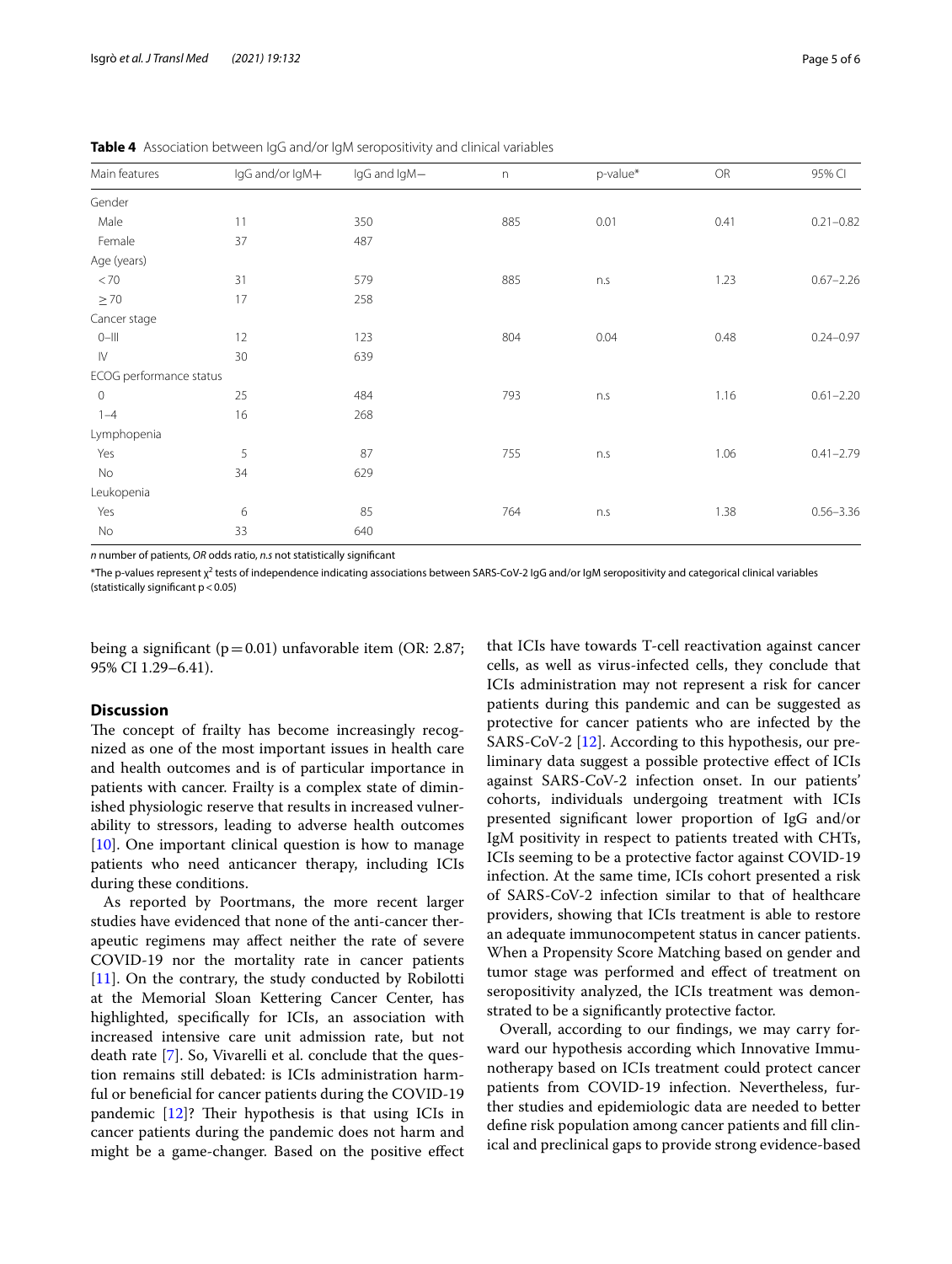**Table 4** Association between IgG and/or IgM seropositivity and clinical variables

| Main features | IgG and/or IgM+ | IgG and IgM− | n | p-value* | OR | 95% CI |
|---|---|---|---|---|---|---|
| Gender | | | | | | |
| Male | 11 | 350 | 885 | 0.01 | 0.41 | 0.21–0.82 |
| Female | 37 | 487 | | | | |
| Age (years) | | | | | | |
| < 70 | 31 | 579 | 885 | n.s | 1.23 | 0.67–2.26 |
| ≥ 70 | 17 | 258 | | | | |
| Cancer stage | | | | | | |
| 0–III | 12 | 123 | 804 | 0.04 | 0.48 | 0.24–0.97 |
| IV | 30 | 639 | | | | |
| ECOG performance status | | | | | | |
| 0 | 25 | 484 | 793 | n.s | 1.16 | 0.61–2.20 |
| 1–4 | 16 | 268 | | | | |
| Lymphopenia | | | | | | |
| Yes | 5 | 87 | 755 | n.s | 1.06 | 0.41–2.79 |
| No | 34 | 629 | | | | |
| Leukopenia | | | | | | |
| Yes | 6 | 85 | 764 | n.s | 1.38 | 0.56–3.36 |
| No | 33 | 640 | | | | |

*n* number of patients, *OR* odds ratio, *n.s* not statistically significant

*The p-values represent $\chi^2$ tests of independence indicating associations between SARS-CoV-2 IgG and/or IgM seropositivity and categorical clinical variables (statistically significant $p < 0.05$)

being a significant ($p = 0.01$) unfavorable item (OR: 2.87; 95% CI 1.29–6.41).

## Discussion

The concept of frailty has become increasingly recognized as one of the most important issues in health care and health outcomes and is of particular importance in patients with cancer. Frailty is a complex state of diminished physiologic reserve that results in increased vulnerability to stressors, leading to adverse health outcomes [10]. One important clinical question is how to manage patients who need anticancer therapy, including ICIs during these conditions.

As reported by Poortmans, the more recent larger studies have evidenced that none of the anti-cancer therapeutic regimens may affect neither the rate of severe COVID-19 nor the mortality rate in cancer patients [11]. On the contrary, the study conducted by Robilotti at the Memorial Sloan Kettering Cancer Center, has highlighted, specifically for ICIs, an association with increased intensive care unit admission rate, but not death rate [7]. So, Vivarelli et al. conclude that the question remains still debated: is ICIs administration harmful or beneficial for cancer patients during the COVID-19 pandemic [12]? Their hypothesis is that using ICIs in cancer patients during the pandemic does not harm and might be a game-changer. Based on the positive effect that ICIs have towards T-cell reactivation against cancer cells, as well as virus-infected cells, they conclude that ICIs administration may not represent a risk for cancer patients during this pandemic and can be suggested as protective for cancer patients who are infected by the SARS-CoV-2 [12]. According to this hypothesis, our preliminary data suggest a possible protective effect of ICIs against SARS-CoV-2 infection onset. In our patients' cohorts, individuals undergoing treatment with ICIs presented significant lower proportion of IgG and/or IgM positivity in respect to patients treated with CHTs, ICIs seeming to be a protective factor against COVID-19 infection. At the same time, ICIs cohort presented a risk of SARS-CoV-2 infection similar to that of healthcare providers, showing that ICIs treatment is able to restore an adequate immunocompetent status in cancer patients. When a Propensity Score Matching based on gender and tumor stage was performed and effect of treatment on seropositivity analyzed, the ICIs treatment was demonstrated to be a significantly protective factor.

Overall, according to our findings, we may carry forward our hypothesis according which Innovative Immunotherapy based on ICIs treatment could protect cancer patients from COVID-19 infection. Nevertheless, further studies and epidemiologic data are needed to better define risk population among cancer patients and fill clinical and preclinical gaps to provide strong evidence-based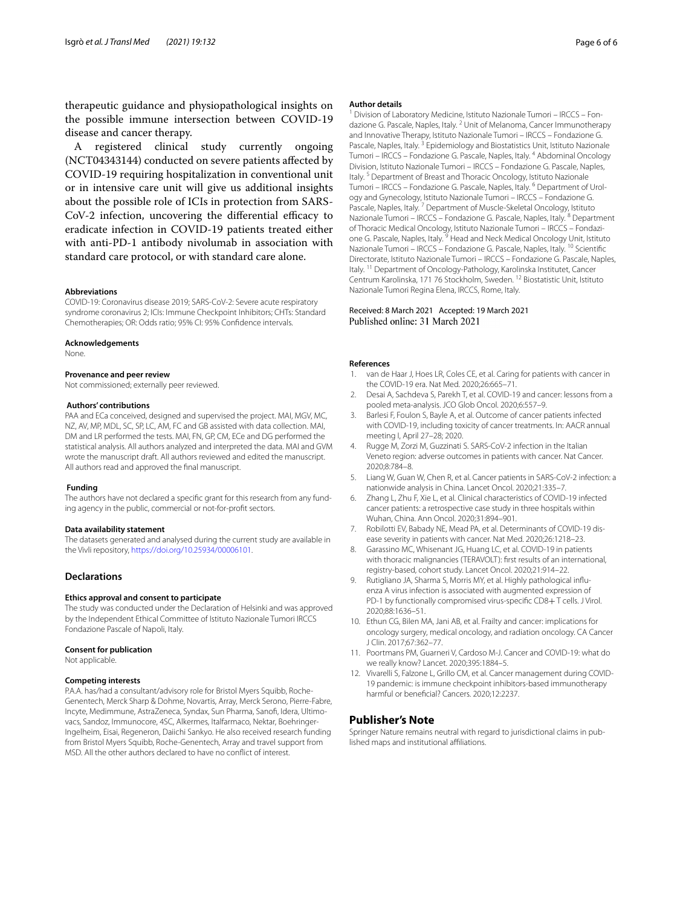therapeutic guidance and physiopathological insights on the possible immune intersection between COVID-19 disease and cancer therapy.

A registered clinical study currently ongoing (NCT04343144) conducted on severe patients affected by COVID-19 requiring hospitalization in conventional unit or in intensive care unit will give us additional insights about the possible role of ICIs in protection from SARS-CoV-2 infection, uncovering the differential efficacy to eradicate infection in COVID-19 patients treated either with anti-PD-1 antibody nivolumab in association with standard care protocol, or with standard care alone.

#### Abbreviations

COVID-19: Coronavirus disease 2019; SARS-CoV-2: Severe acute respiratory syndrome coronavirus 2; ICIs: Immune Checkpoint Inhibitors; CHTs: Standard Chemotherapies; OR: Odds ratio; 95% CI: 95% Confidence intervals.

#### Acknowledgements

None.

#### Provenance and peer review

Not commissioned; externally peer reviewed.

#### Authors' contributions

PAA and ECa conceived, designed and supervised the project. MAI, MGV, MC, NZ, AV, MP, MDL, SC, SP, LC, AM, FC and GB assisted with data collection. MAI, DM and LR performed the tests. MAI, FN, GP, CM, ECe and DG performed the statistical analysis. All authors analyzed and interpreted the data. MAI and GVM wrote the manuscript draft. All authors reviewed and edited the manuscript. All authors read and approved the final manuscript.

#### Funding

The authors have not declared a specific grant for this research from any funding agency in the public, commercial or not-for-profit sectors.

#### Data availability statement

The datasets generated and analysed during the current study are available in the Vivli repository, https://doi.org/10.25934/00006101.

## Declarations

#### Ethics approval and consent to participate

The study was conducted under the Declaration of Helsinki and was approved by the Independent Ethical Committee of Istituto Nazionale Tumori IRCCS Fondazione Pascale of Napoli, Italy.

#### Consent for publication

Not applicable.

#### Competing interests

P.A.A. has/had a consultant/advisory role for Bristol Myers Squibb, Roche-Genentech, Merck Sharp & Dohme, Novartis, Array, Merck Serono, Pierre-Fabre, Incyte, Medimmune, AstraZeneca, Syndax, Sun Pharma, Sanofi, Idera, Ultimovacs, Sandoz, Immunocore, 4SC, Alkermes, Italfarmaco, Nektar, Boehringer-Ingelheim, Eisai, Regeneron, Daiichi Sankyo. He also received research funding from Bristol Myers Squibb, Roche-Genentech, Array and travel support from MSD. All the other authors declared to have no conflict of interest.

#### Author details

[1] Division of Laboratory Medicine, Istituto Nazionale Tumori – IRCCS – Fondazione G. Pascale, Naples, Italy. [2] Unit of Melanoma, Cancer Immunotherapy and Innovative Therapy, Istituto Nazionale Tumori – IRCCS – Fondazione G. Pascale, Naples, Italy. [3] Epidemiology and Biostatistics Unit, Istituto Nazionale Tumori – IRCCS – Fondazione G. Pascale, Naples, Italy. [4] Abdominal Oncology Division, Istituto Nazionale Tumori – IRCCS – Fondazione G. Pascale, Naples, Italy. [5] Department of Breast and Thoracic Oncology, Istituto Nazionale Tumori – IRCCS – Fondazione G. Pascale, Naples, Italy. [6] Department of Urology and Gynecology, Istituto Nazionale Tumori – IRCCS – Fondazione G. Pascale, Naples, Italy. [7] Department of Muscle-Skeletal Oncology, Istituto Nazionale Tumori – IRCCS – Fondazione G. Pascale, Naples, Italy. [8] Department of Thoracic Medical Oncology, Istituto Nazionale Tumori – IRCCS – Fondazione G. Pascale, Naples, Italy. [9] Head and Neck Medical Oncology Unit, Istituto Nazionale Tumori – IRCCS – Fondazione G. Pascale, Naples, Italy. [10] Scientific Directorate, Istituto Nazionale Tumori – IRCCS – Fondazione G. Pascale, Naples, Italy. [11] Department of Oncology-Pathology, Karolinska Institutet, Cancer Centrum Karolinska, 171 76 Stockholm, Sweden. [12] Biostatistic Unit, Istituto Nazionale Tumori Regina Elena, IRCCS, Rome, Italy.

Received: 8 March 2021 Accepted: 19 March 2021
Published online: 31 March 2021

#### References

1. van de Haar J, Hoes LR, Coles CE, et al. Caring for patients with cancer in the COVID-19 era. Nat Med. 2020;26:665–71.
2. Desai A, Sachdeva S, Parekh T, et al. COVID-19 and cancer: lessons from a pooled meta-analysis. JCO Glob Oncol. 2020;6:557–9.
3. Barlesi F, Foulon S, Bayle A, et al. Outcome of cancer patients infected with COVID-19, including toxicity of cancer treatments. In: AACR annual meeting I, April 27–28; 2020.
4. Rugge M, Zorzi M, Guzzinati S. SARS-CoV-2 infection in the Italian Veneto region: adverse outcomes in patients with cancer. Nat Cancer. 2020;8:784–8.
5. Liang W, Guan W, Chen R, et al. Cancer patients in SARS-CoV-2 infection: a nationwide analysis in China. Lancet Oncol. 2020;21:335–7.
6. Zhang L, Zhu F, Xie L, et al. Clinical characteristics of COVID-19 infected cancer patients: a retrospective case study in three hospitals within Wuhan, China. Ann Oncol. 2020;31:894–901.
7. Robilotti EV, Babady NE, Mead PA, et al. Determinants of COVID-19 disease severity in patients with cancer. Nat Med. 2020;26:1218–23.
8. Garassino MC, Whisenant JG, Huang LC, et al. COVID-19 in patients with thoracic malignancies (TERAVOLT): first results of an international, registry-based, cohort study. Lancet Oncol. 2020;21:914–22.
9. Rutigliano JA, Sharma S, Morris MY, et al. Highly pathological influenza A virus infection is associated with augmented expression of PD-1 by functionally compromised virus-specific CD8+ T cells. J Virol. 2020;88:1636–51.
10. Ethun CG, Bilen MA, Jani AB, et al. Frailty and cancer: implications for oncology surgery, medical oncology, and radiation oncology. CA Cancer J Clin. 2017;67:362–77.
11. Poortmans PM, Guarneri V, Cardoso M-J. Cancer and COVID-19: what do we really know? Lancet. 2020;395:1884–5.
12. Vivarelli S, Falzone L, Grillo CM, et al. Cancer management during COVID-19 pandemic: is immune checkpoint inhibitors-based immunotherapy harmful or beneficial? Cancers. 2020;12:2237.

## Publisher's Note

Springer Nature remains neutral with regard to jurisdictional claims in published maps and institutional affiliations.